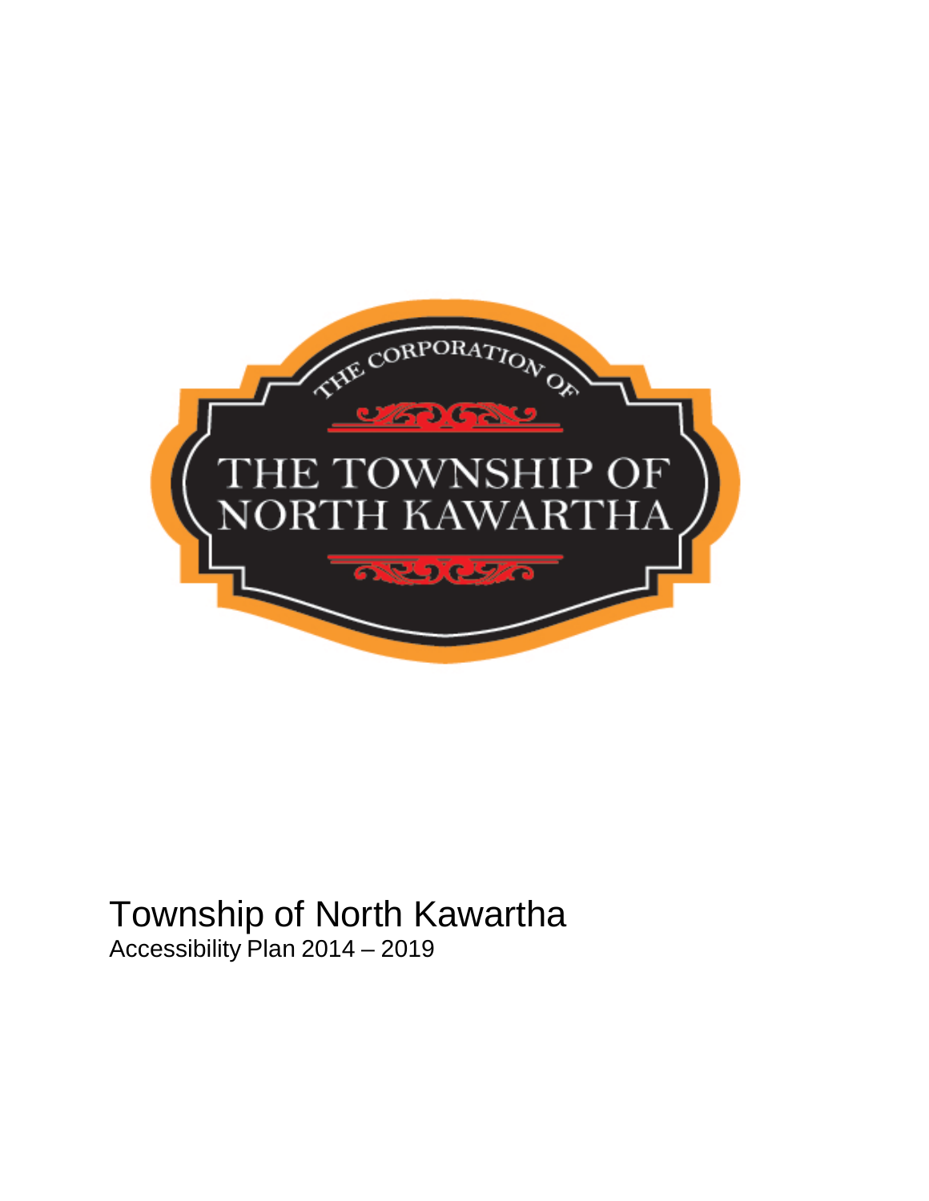THE CORPORATION OF

THE TOWNSHIP OF NORTH KAWARTHA

# Township of North Kawartha

Accessibility Plan 2014 – 2019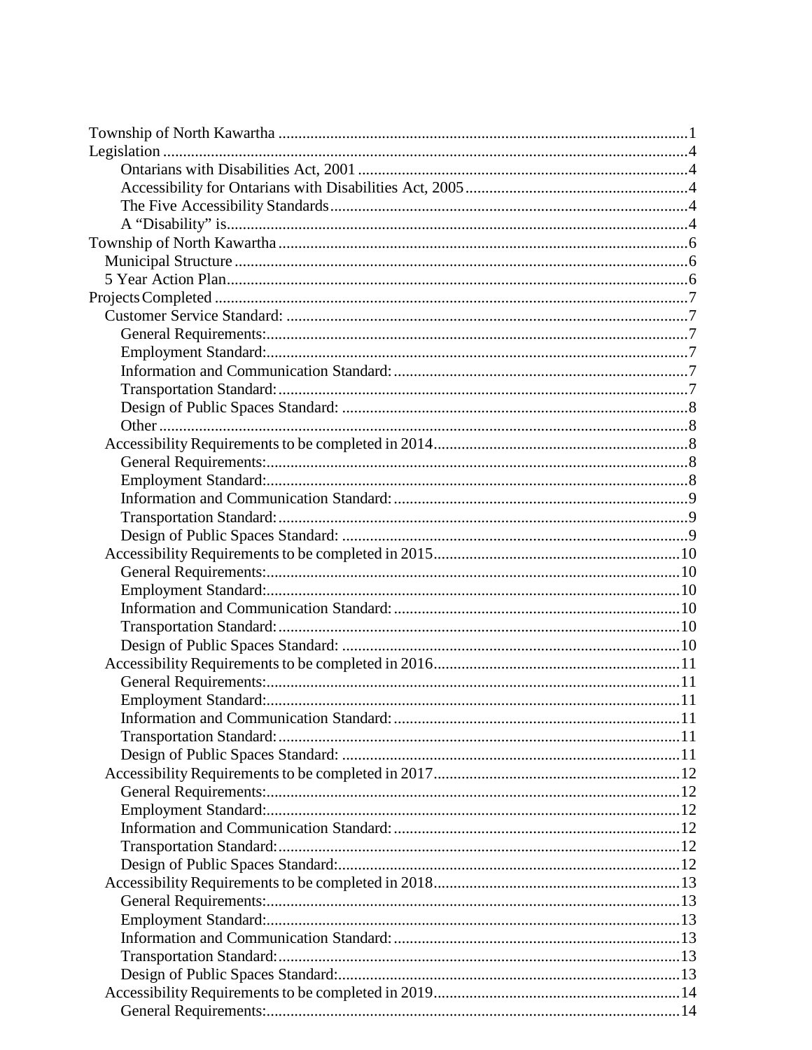Township of North Kawartha ....................................................................................................1
Legislation ...............................................................................................................................4
    Ontarians with Disabilities Act, 2001 ................................................................................4
    Accessibility for Ontarians with Disabilities Act, 2005.....................................................4
    The Five Accessibility Standards........................................................................................4
    A "Disability" is...................................................................................................................4
Township of North Kawartha ....................................................................................................6
  Municipal Structure ...............................................................................................................6
  5 Year Action Plan..................................................................................................................6
Projects Completed ...................................................................................................................7
  Customer Service Standard: ...................................................................................................7
    General Requirements:.........................................................................................................7
    Employment Standard:.........................................................................................................7
    Information and Communication Standard: ........................................................................7
    Transportation Standard:......................................................................................................7
    Design of Public Spaces Standard: ......................................................................................8
    Other .....................................................................................................................................8
  Accessibility Requirements to be completed in 2014..............................................................8
    General Requirements:.........................................................................................................8
    Employment Standard:.........................................................................................................8
    Information and Communication Standard: ........................................................................9
    Transportation Standard:......................................................................................................9
    Design of Public Spaces Standard: ......................................................................................9
  Accessibility Requirements to be completed in 2015............................................................10
    General Requirements:.......................................................................................................10
    Employment Standard:.......................................................................................................10
    Information and Communication Standard: ......................................................................10
    Transportation Standard:....................................................................................................10
    Design of Public Spaces Standard: ....................................................................................10
  Accessibility Requirements to be completed in 2016............................................................11
    General Requirements:.......................................................................................................11
    Employment Standard:.......................................................................................................11
    Information and Communication Standard: ......................................................................11
    Transportation Standard:....................................................................................................11
    Design of Public Spaces Standard: ....................................................................................11
  Accessibility Requirements to be completed in 2017............................................................12
    General Requirements:.......................................................................................................12
    Employment Standard:.......................................................................................................12
    Information and Communication Standard: ......................................................................12
    Transportation Standard:....................................................................................................12
    Design of Public Spaces Standard:.....................................................................................12
  Accessibility Requirements to be completed in 2018............................................................13
    General Requirements:.......................................................................................................13
    Employment Standard:.......................................................................................................13
    Information and Communication Standard: ......................................................................13
    Transportation Standard:....................................................................................................13
    Design of Public Spaces Standard:.....................................................................................13
  Accessibility Requirements to be completed in 2019............................................................14
    General Requirements:.......................................................................................................14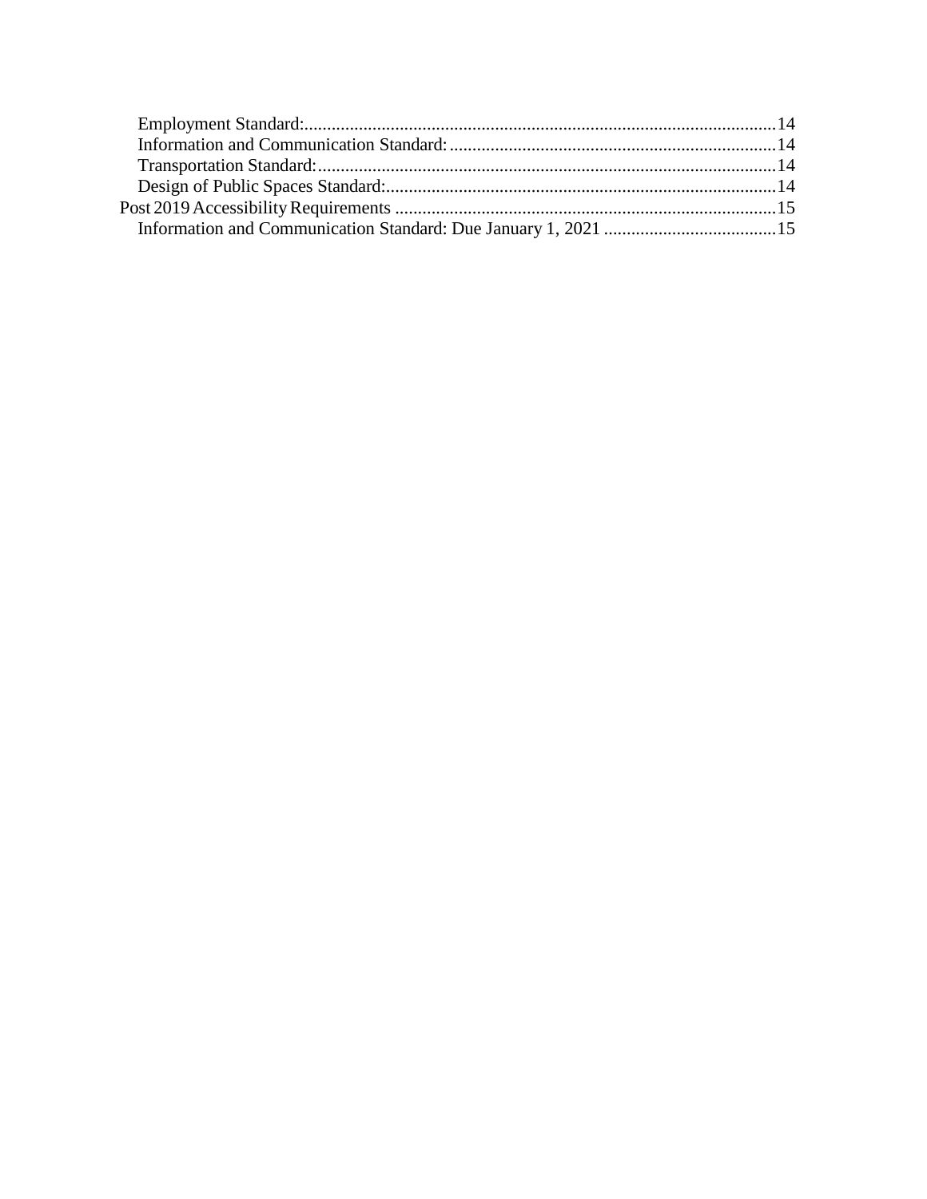- Employment Standard: 14
- Information and Communication Standard: 14
- Transportation Standard: 14
- Design of Public Spaces Standard: 14

Post 2019 Accessibility Requirements 15

- Information and Communication Standard: Due January 1, 2021 15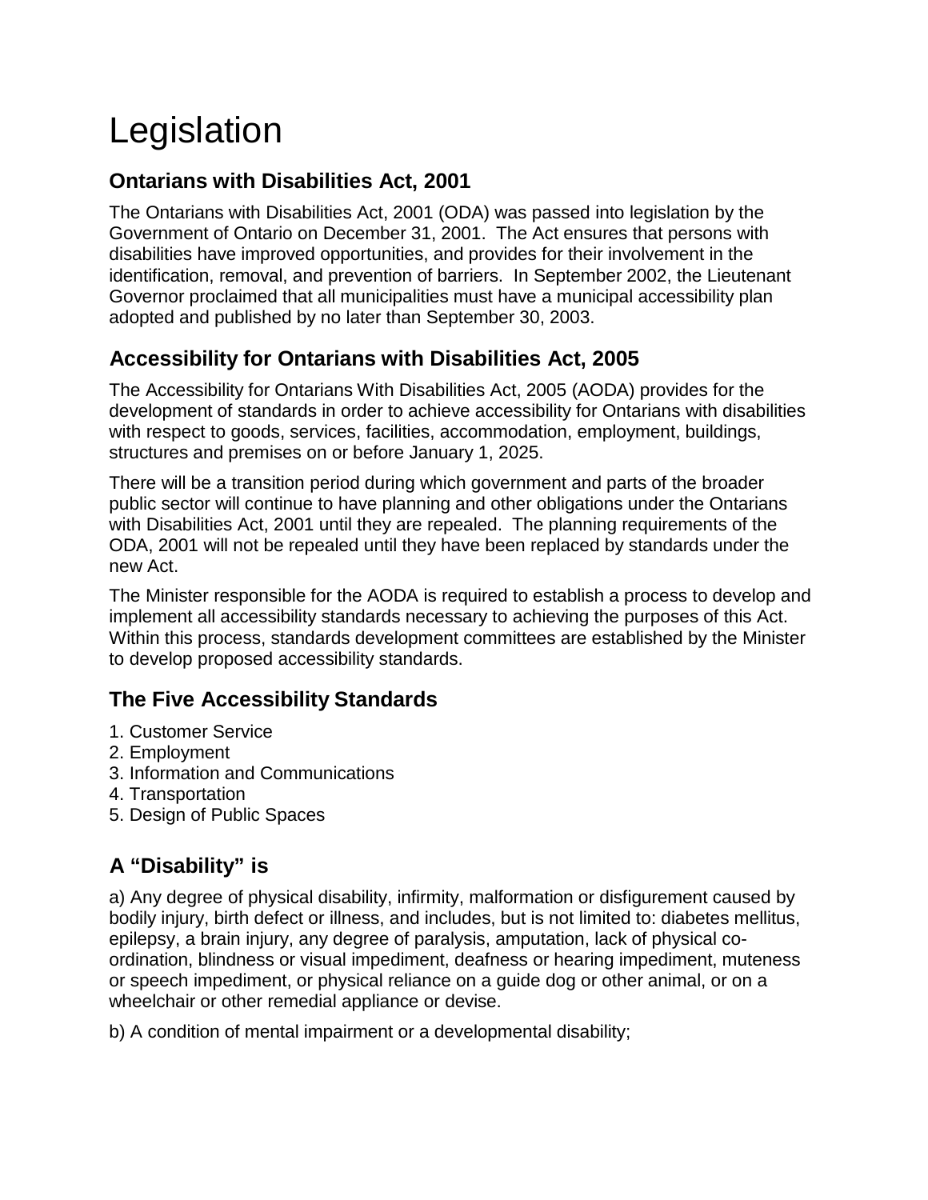# Legislation

## Ontarians with Disabilities Act, 2001

The Ontarians with Disabilities Act, 2001 (ODA) was passed into legislation by the Government of Ontario on December 31, 2001. The Act ensures that persons with disabilities have improved opportunities, and provides for their involvement in the identification, removal, and prevention of barriers. In September 2002, the Lieutenant Governor proclaimed that all municipalities must have a municipal accessibility plan adopted and published by no later than September 30, 2003.

## Accessibility for Ontarians with Disabilities Act, 2005

The Accessibility for Ontarians With Disabilities Act, 2005 (AODA) provides for the development of standards in order to achieve accessibility for Ontarians with disabilities with respect to goods, services, facilities, accommodation, employment, buildings, structures and premises on or before January 1, 2025.

There will be a transition period during which government and parts of the broader public sector will continue to have planning and other obligations under the Ontarians with Disabilities Act, 2001 until they are repealed. The planning requirements of the ODA, 2001 will not be repealed until they have been replaced by standards under the new Act.

The Minister responsible for the AODA is required to establish a process to develop and implement all accessibility standards necessary to achieving the purposes of this Act. Within this process, standards development committees are established by the Minister to develop proposed accessibility standards.

## The Five Accessibility Standards

1. Customer Service
2. Employment
3. Information and Communications
4. Transportation
5. Design of Public Spaces

## A "Disability" is

a) Any degree of physical disability, infirmity, malformation or disfigurement caused by bodily injury, birth defect or illness, and includes, but is not limited to: diabetes mellitus, epilepsy, a brain injury, any degree of paralysis, amputation, lack of physical co-ordination, blindness or visual impediment, deafness or hearing impediment, muteness or speech impediment, or physical reliance on a guide dog or other animal, or on a wheelchair or other remedial appliance or devise.

b) A condition of mental impairment or a developmental disability;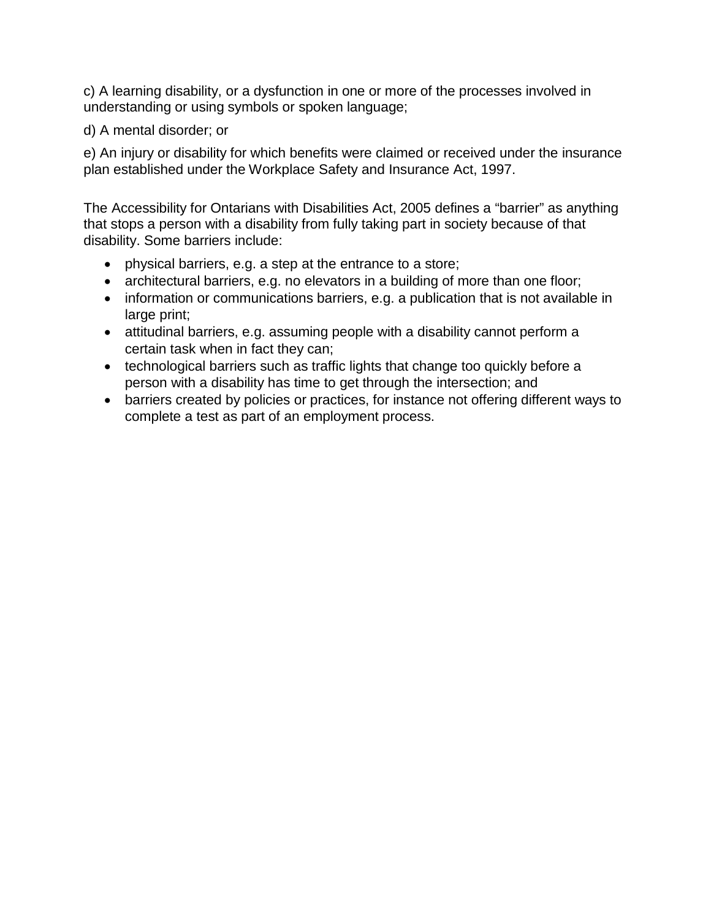c) A learning disability, or a dysfunction in one or more of the processes involved in understanding or using symbols or spoken language;

d) A mental disorder; or

e) An injury or disability for which benefits were claimed or received under the insurance plan established under the Workplace Safety and Insurance Act, 1997.

The Accessibility for Ontarians with Disabilities Act, 2005 defines a "barrier" as anything that stops a person with a disability from fully taking part in society because of that disability. Some barriers include:

- physical barriers, e.g. a step at the entrance to a store;
- architectural barriers, e.g. no elevators in a building of more than one floor;
- information or communications barriers, e.g. a publication that is not available in large print;
- attitudinal barriers, e.g. assuming people with a disability cannot perform a certain task when in fact they can;
- technological barriers such as traffic lights that change too quickly before a person with a disability has time to get through the intersection; and
- barriers created by policies or practices, for instance not offering different ways to complete a test as part of an employment process.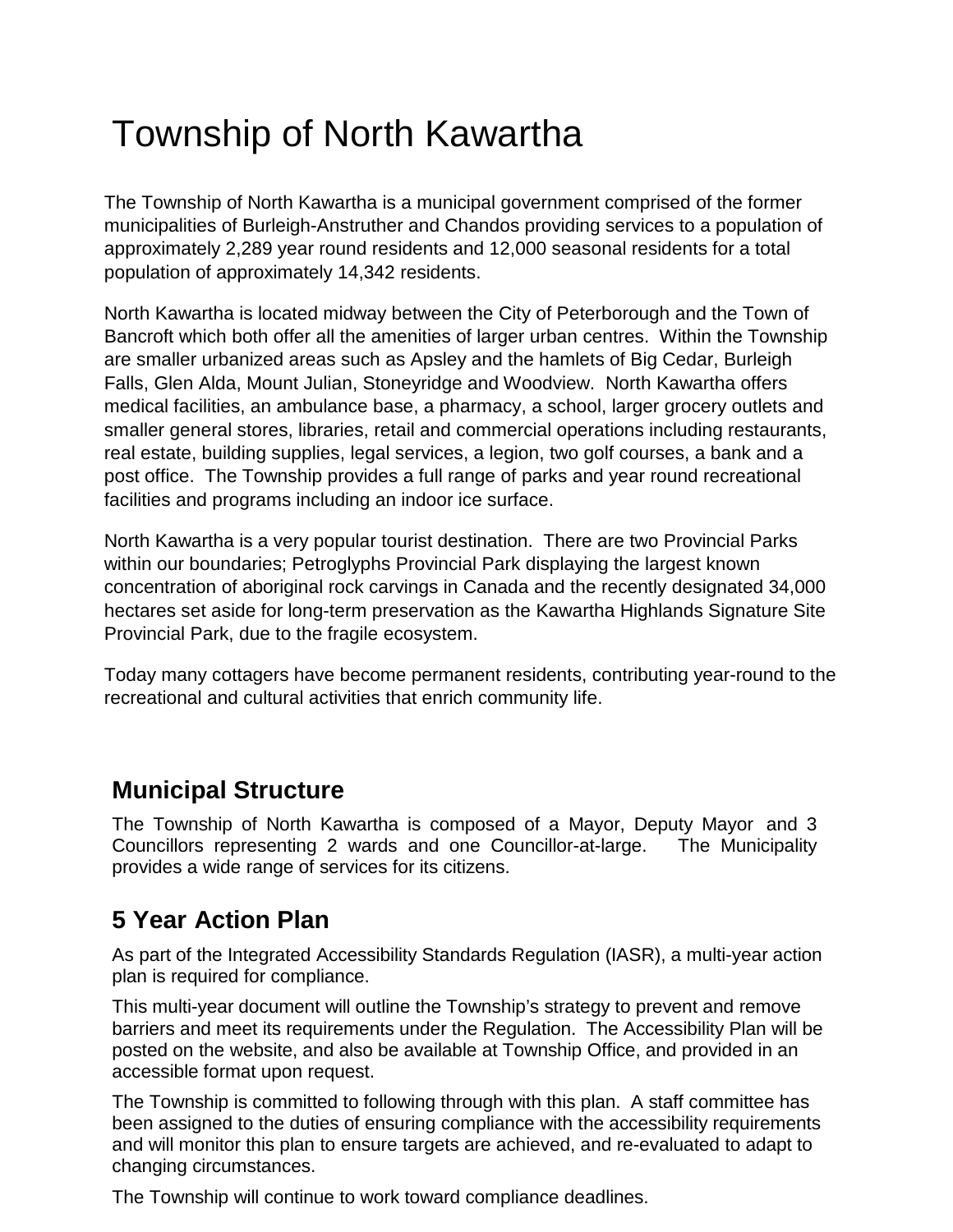# Township of North Kawartha

The Township of North Kawartha is a municipal government comprised of the former municipalities of Burleigh-Anstruther and Chandos providing services to a population of approximately 2,289 year round residents and 12,000 seasonal residents for a total population of approximately 14,342 residents.

North Kawartha is located midway between the City of Peterborough and the Town of Bancroft which both offer all the amenities of larger urban centres. Within the Township are smaller urbanized areas such as Apsley and the hamlets of Big Cedar, Burleigh Falls, Glen Alda, Mount Julian, Stoneyridge and Woodview. North Kawartha offers medical facilities, an ambulance base, a pharmacy, a school, larger grocery outlets and smaller general stores, libraries, retail and commercial operations including restaurants, real estate, building supplies, legal services, a legion, two golf courses, a bank and a post office. The Township provides a full range of parks and year round recreational facilities and programs including an indoor ice surface.

North Kawartha is a very popular tourist destination. There are two Provincial Parks within our boundaries; Petroglyphs Provincial Park displaying the largest known concentration of aboriginal rock carvings in Canada and the recently designated 34,000 hectares set aside for long-term preservation as the Kawartha Highlands Signature Site Provincial Park, due to the fragile ecosystem.

Today many cottagers have become permanent residents, contributing year-round to the recreational and cultural activities that enrich community life.

## Municipal Structure

The Township of North Kawartha is composed of a Mayor, Deputy Mayor and 3 Councillors representing 2 wards and one Councillor-at-large. The Municipality provides a wide range of services for its citizens.

## 5 Year Action Plan

As part of the Integrated Accessibility Standards Regulation (IASR), a multi-year action plan is required for compliance.

This multi-year document will outline the Township's strategy to prevent and remove barriers and meet its requirements under the Regulation. The Accessibility Plan will be posted on the website, and also be available at Township Office, and provided in an accessible format upon request.

The Township is committed to following through with this plan. A staff committee has been assigned to the duties of ensuring compliance with the accessibility requirements and will monitor this plan to ensure targets are achieved, and re-evaluated to adapt to changing circumstances.

The Township will continue to work toward compliance deadlines.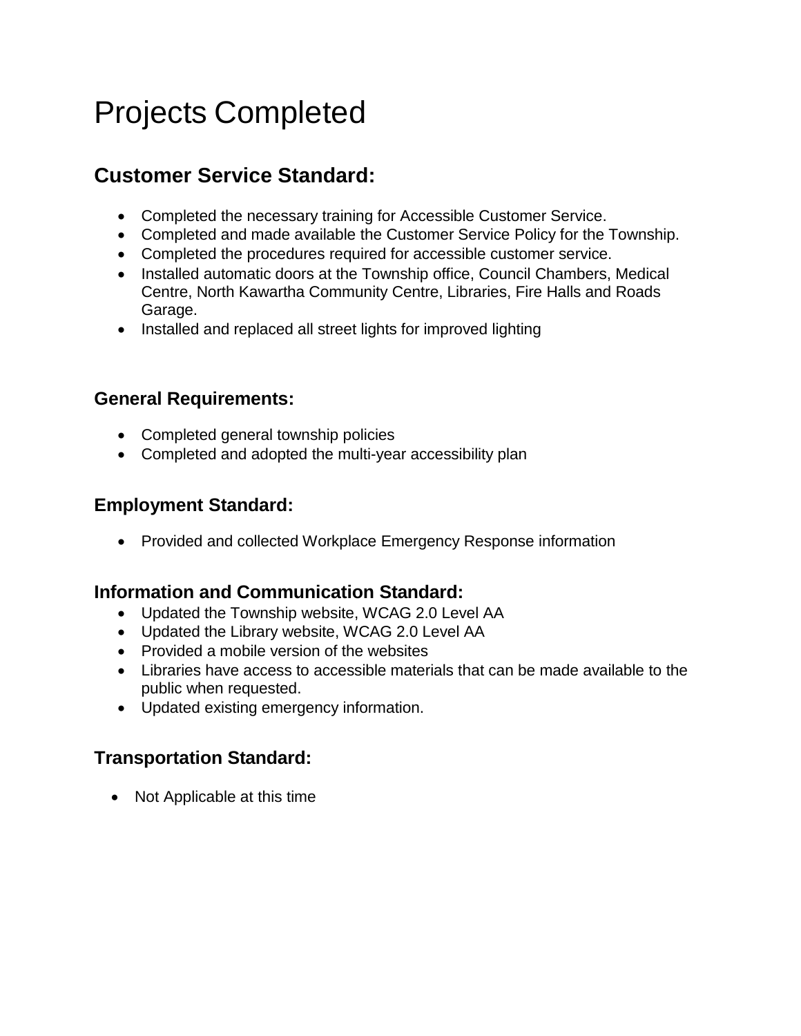# Projects Completed

## Customer Service Standard:

- Completed the necessary training for Accessible Customer Service.
- Completed and made available the Customer Service Policy for the Township.
- Completed the procedures required for accessible customer service.
- Installed automatic doors at the Township office, Council Chambers, Medical Centre, North Kawartha Community Centre, Libraries, Fire Halls and Roads Garage.
- Installed and replaced all street lights for improved lighting

### General Requirements:

- Completed general township policies
- Completed and adopted the multi-year accessibility plan

### Employment Standard:

- Provided and collected Workplace Emergency Response information

### Information and Communication Standard:

- Updated the Township website, WCAG 2.0 Level AA
- Updated the Library website, WCAG 2.0 Level AA
- Provided a mobile version of the websites
- Libraries have access to accessible materials that can be made available to the public when requested.
- Updated existing emergency information.

### Transportation Standard:

- Not Applicable at this time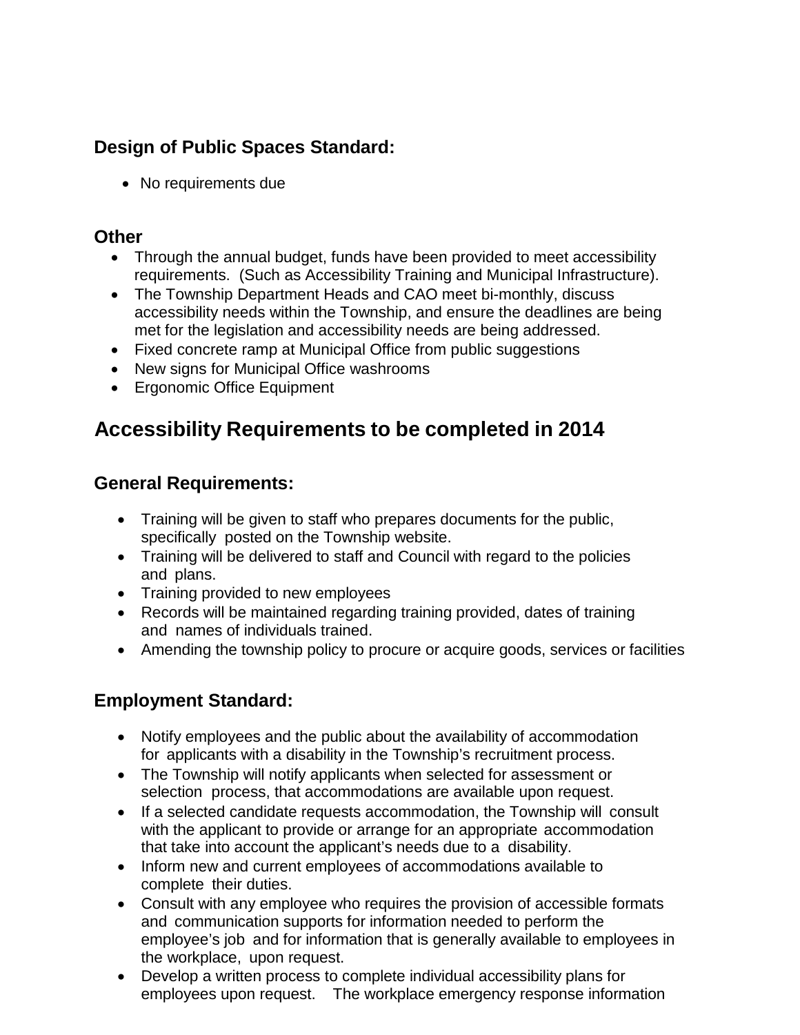### Design of Public Spaces Standard:

- No requirements due

### Other

- Through the annual budget, funds have been provided to meet accessibility requirements. (Such as Accessibility Training and Municipal Infrastructure).
- The Township Department Heads and CAO meet bi-monthly, discuss accessibility needs within the Township, and ensure the deadlines are being met for the legislation and accessibility needs are being addressed.
- Fixed concrete ramp at Municipal Office from public suggestions
- New signs for Municipal Office washrooms
- Ergonomic Office Equipment

## Accessibility Requirements to be completed in 2014

### General Requirements:

- Training will be given to staff who prepares documents for the public, specifically posted on the Township website.
- Training will be delivered to staff and Council with regard to the policies and plans.
- Training provided to new employees
- Records will be maintained regarding training provided, dates of training and names of individuals trained.
- Amending the township policy to procure or acquire goods, services or facilities

### Employment Standard:

- Notify employees and the public about the availability of accommodation for applicants with a disability in the Township's recruitment process.
- The Township will notify applicants when selected for assessment or selection process, that accommodations are available upon request.
- If a selected candidate requests accommodation, the Township will consult with the applicant to provide or arrange for an appropriate accommodation that take into account the applicant's needs due to a disability.
- Inform new and current employees of accommodations available to complete their duties.
- Consult with any employee who requires the provision of accessible formats and communication supports for information needed to perform the employee's job and for information that is generally available to employees in the workplace, upon request.
- Develop a written process to complete individual accessibility plans for employees upon request. The workplace emergency response information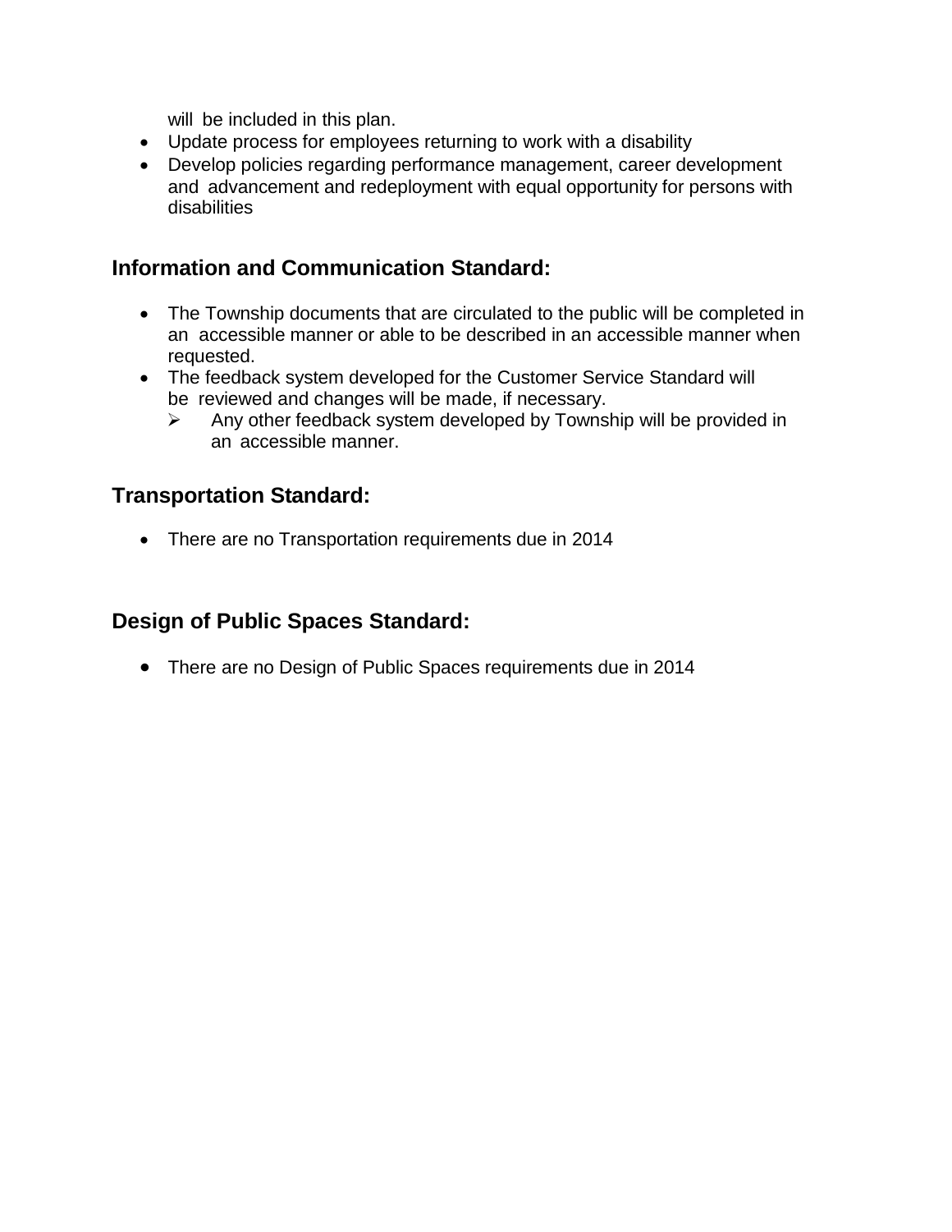will be included in this plan.

- Update process for employees returning to work with a disability
- Develop policies regarding performance management, career development and advancement and redeployment with equal opportunity for persons with disabilities

## Information and Communication Standard:

- The Township documents that are circulated to the public will be completed in an accessible manner or able to be described in an accessible manner when requested.
- The feedback system developed for the Customer Service Standard will be reviewed and changes will be made, if necessary.
  - Any other feedback system developed by Township will be provided in an accessible manner.

## Transportation Standard:

- There are no Transportation requirements due in 2014

## Design of Public Spaces Standard:

- There are no Design of Public Spaces requirements due in 2014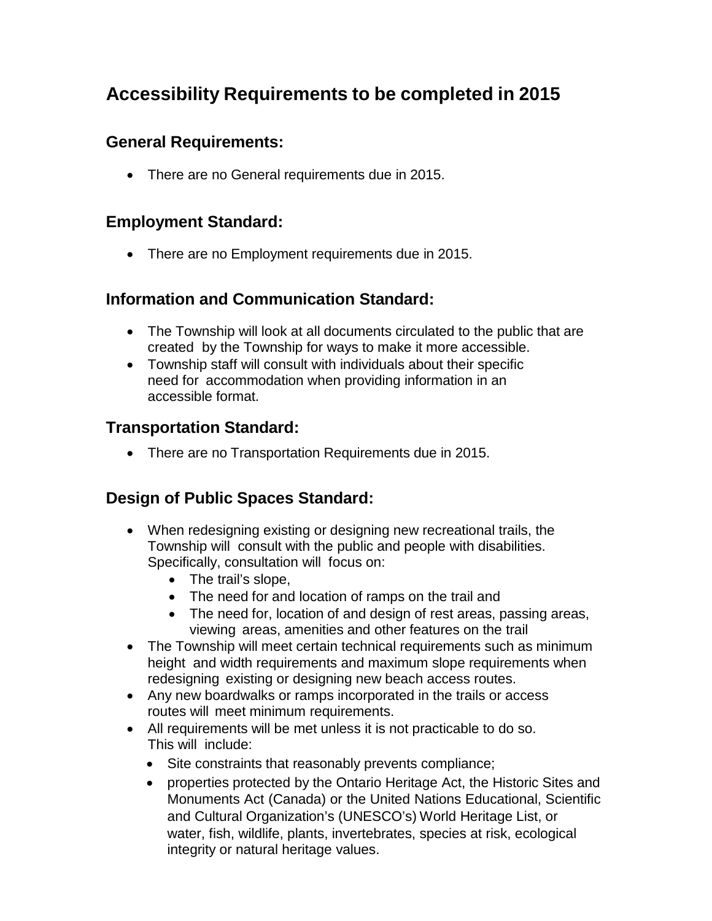# Accessibility Requirements to be completed in 2015

## General Requirements:

- There are no General requirements due in 2015.

## Employment Standard:

- There are no Employment requirements due in 2015.

## Information and Communication Standard:

- The Township will look at all documents circulated to the public that are created by the Township for ways to make it more accessible.
- Township staff will consult with individuals about their specific need for accommodation when providing information in an accessible format.

## Transportation Standard:

- There are no Transportation Requirements due in 2015.

## Design of Public Spaces Standard:

- When redesigning existing or designing new recreational trails, the Township will consult with the public and people with disabilities. Specifically, consultation will focus on:
  - The trail's slope,
  - The need for and location of ramps on the trail and
  - The need for, location of and design of rest areas, passing areas, viewing areas, amenities and other features on the trail
- The Township will meet certain technical requirements such as minimum height and width requirements and maximum slope requirements when redesigning existing or designing new beach access routes.
- Any new boardwalks or ramps incorporated in the trails or access routes will meet minimum requirements.
- All requirements will be met unless it is not practicable to do so. This will include:
  - Site constraints that reasonably prevents compliance;
  - properties protected by the Ontario Heritage Act, the Historic Sites and Monuments Act (Canada) or the United Nations Educational, Scientific and Cultural Organization's (UNESCO's) World Heritage List, or water, fish, wildlife, plants, invertebrates, species at risk, ecological integrity or natural heritage values.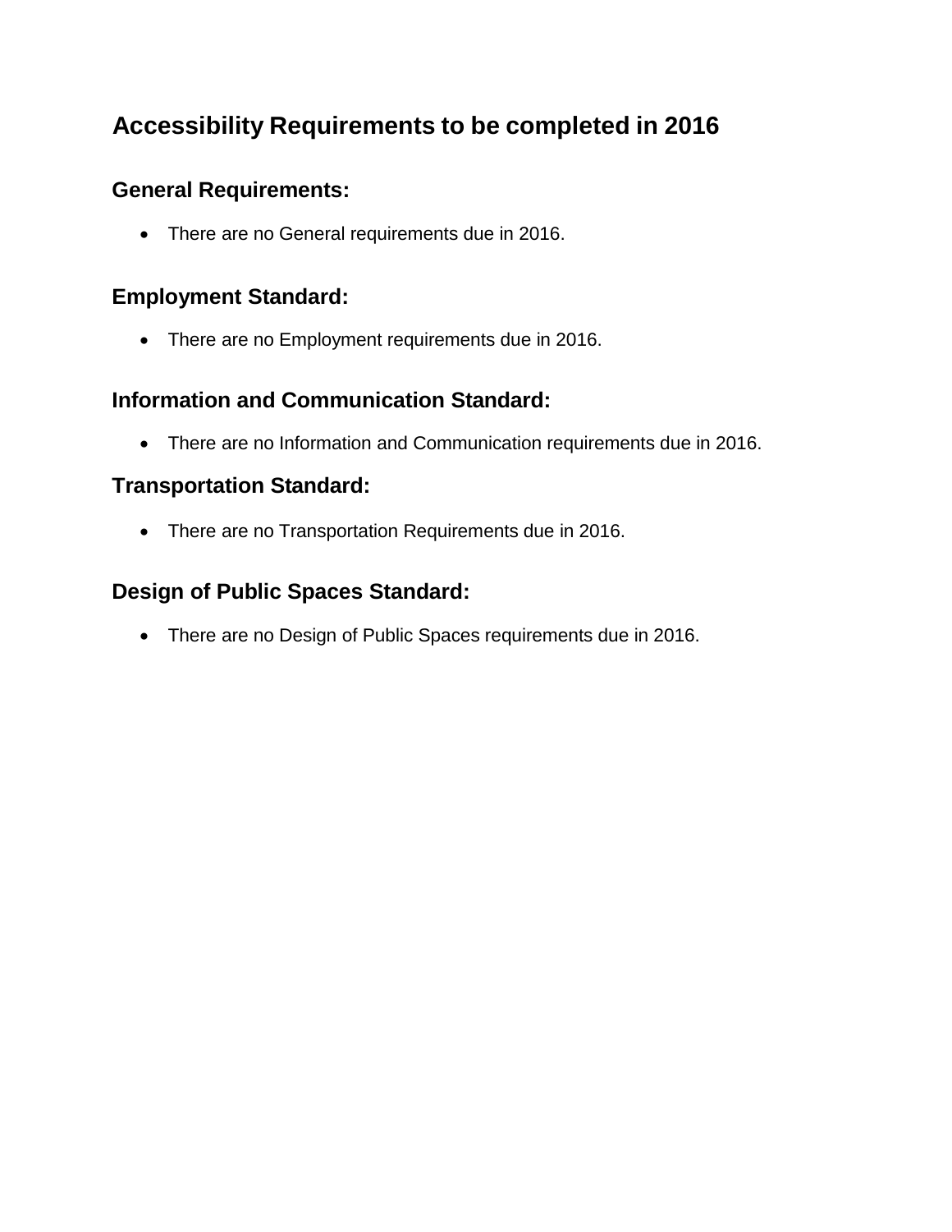# Accessibility Requirements to be completed in 2016

## General Requirements:

- There are no General requirements due in 2016.

## Employment Standard:

- There are no Employment requirements due in 2016.

## Information and Communication Standard:

- There are no Information and Communication requirements due in 2016.

## Transportation Standard:

- There are no Transportation Requirements due in 2016.

## Design of Public Spaces Standard:

- There are no Design of Public Spaces requirements due in 2016.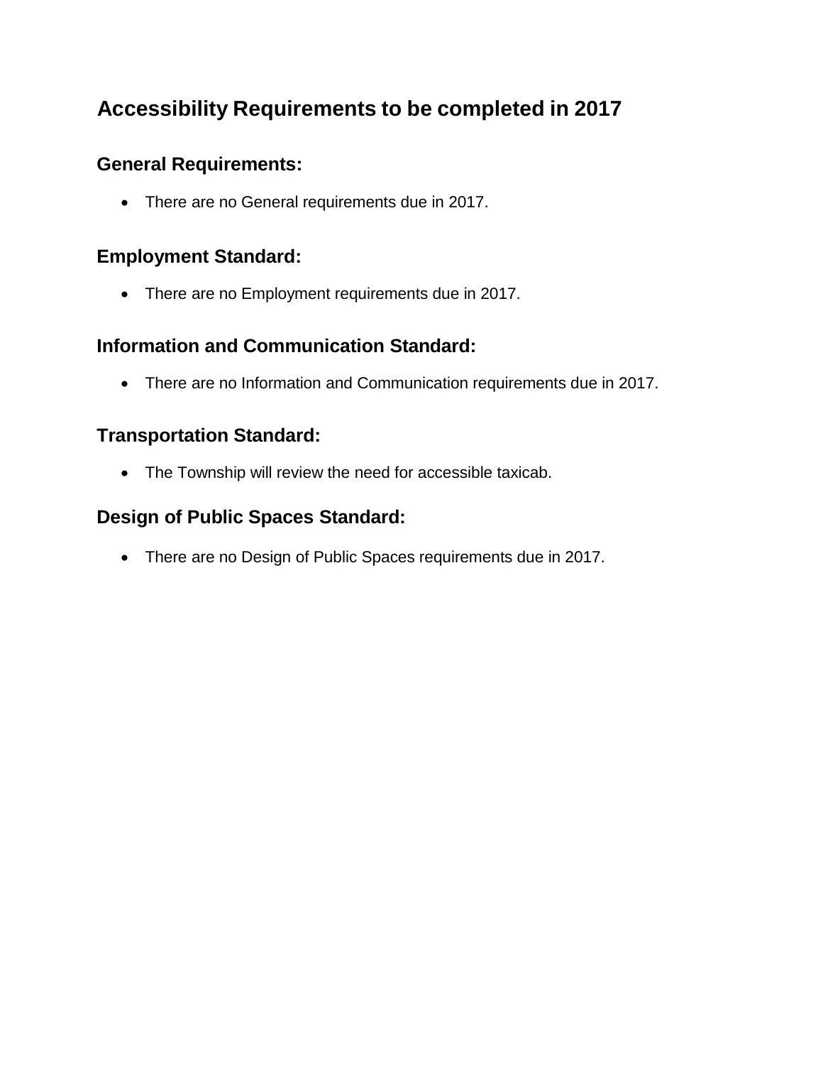## Accessibility Requirements to be completed in 2017

### General Requirements:

- There are no General requirements due in 2017.

### Employment Standard:

- There are no Employment requirements due in 2017.

### Information and Communication Standard:

- There are no Information and Communication requirements due in 2017.

### Transportation Standard:

- The Township will review the need for accessible taxicab.

### Design of Public Spaces Standard:

- There are no Design of Public Spaces requirements due in 2017.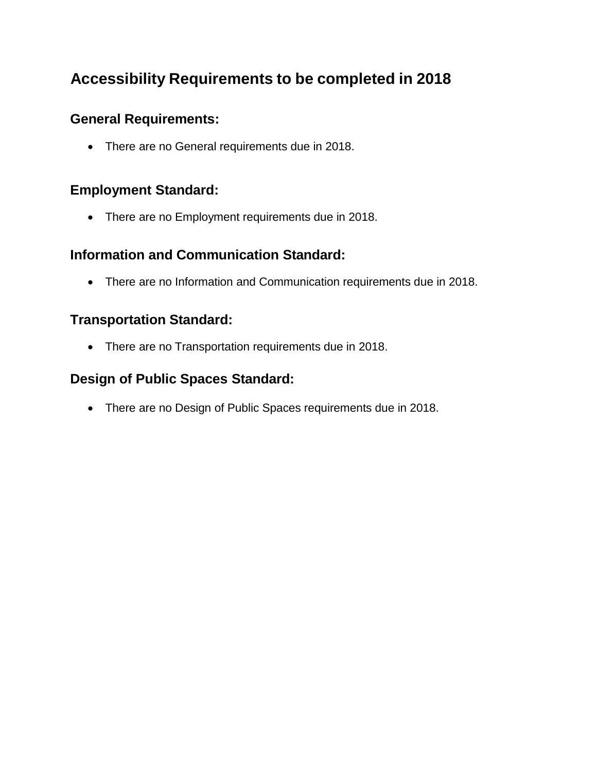# Accessibility Requirements to be completed in 2018

## General Requirements:

- There are no General requirements due in 2018.

## Employment Standard:

- There are no Employment requirements due in 2018.

## Information and Communication Standard:

- There are no Information and Communication requirements due in 2018.

## Transportation Standard:

- There are no Transportation requirements due in 2018.

## Design of Public Spaces Standard:

- There are no Design of Public Spaces requirements due in 2018.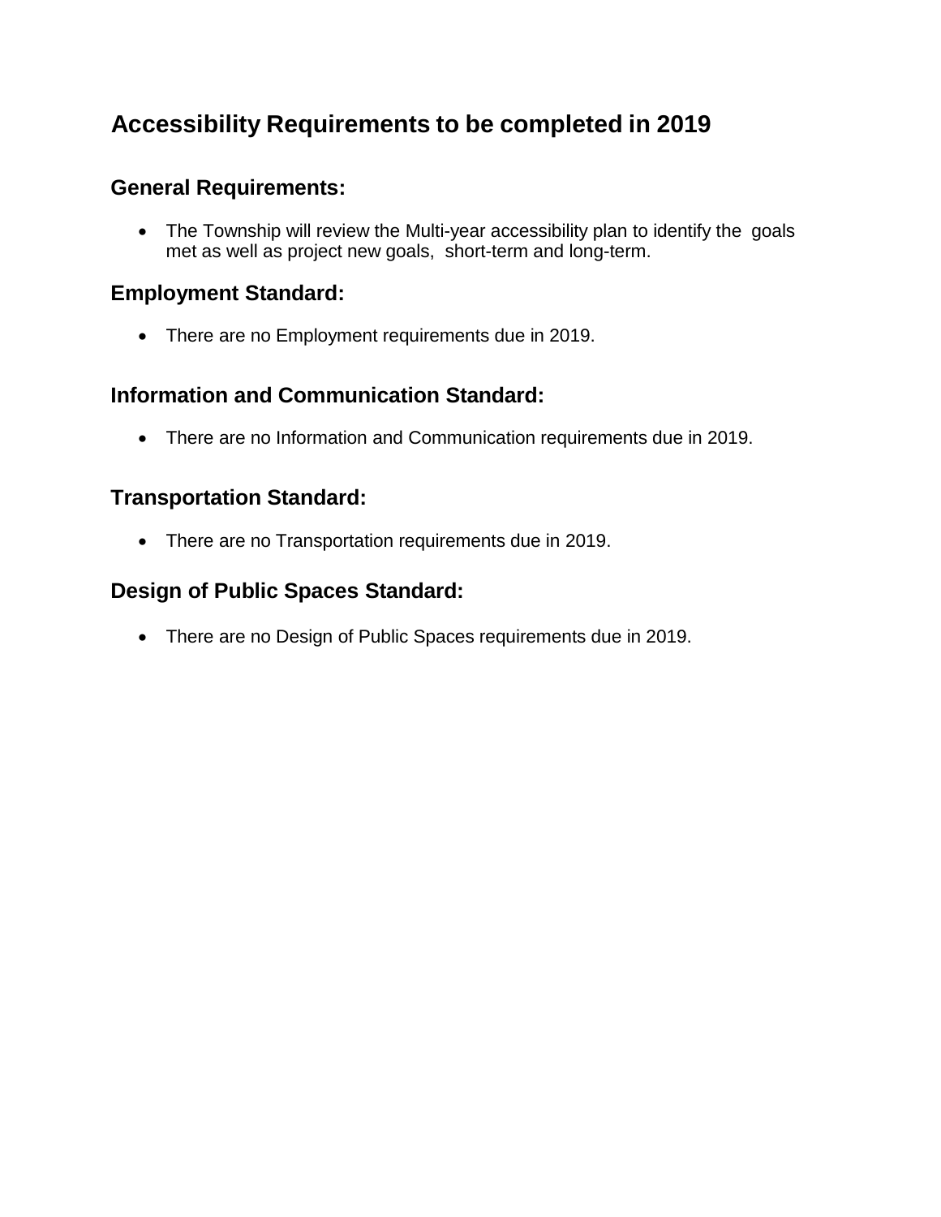# Accessibility Requirements to be completed in 2019

## General Requirements:

- The Township will review the Multi-year accessibility plan to identify the goals met as well as project new goals, short-term and long-term.

## Employment Standard:

- There are no Employment requirements due in 2019.

## Information and Communication Standard:

- There are no Information and Communication requirements due in 2019.

## Transportation Standard:

- There are no Transportation requirements due in 2019.

## Design of Public Spaces Standard:

- There are no Design of Public Spaces requirements due in 2019.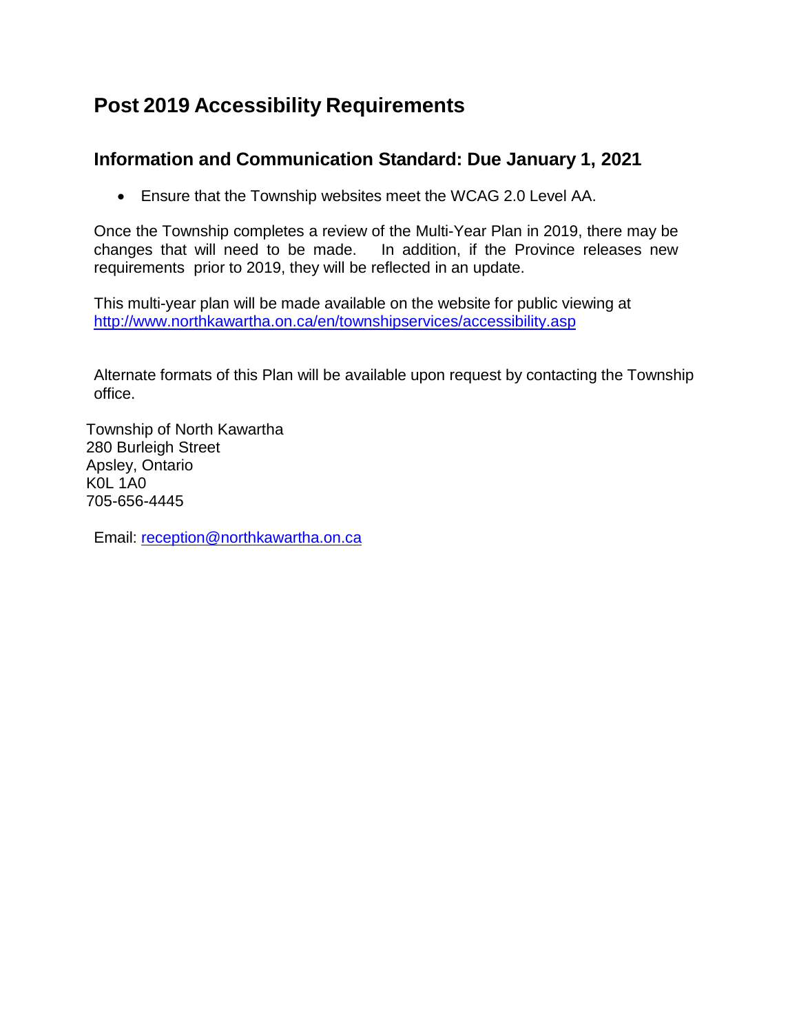# Post 2019 Accessibility Requirements

## Information and Communication Standard: Due January 1, 2021

- Ensure that the Township websites meet the WCAG 2.0 Level AA.

Once the Township completes a review of the Multi-Year Plan in 2019, there may be changes that will need to be made. In addition, if the Province releases new requirements prior to 2019, they will be reflected in an update.

This multi-year plan will be made available on the website for public viewing at [http://www.northkawartha.on.ca/en/townshipservices/accessibility.asp](http://www.northkawartha.on.ca/en/townshipservices/accessibility.asp)

Alternate formats of this Plan will be available upon request by contacting the Township office.

Township of North Kawartha
280 Burleigh Street
Apsley, Ontario
K0L 1A0
705-656-4445

Email: [reception@northkawartha.on.ca](mailto:reception@northkawartha.on.ca)